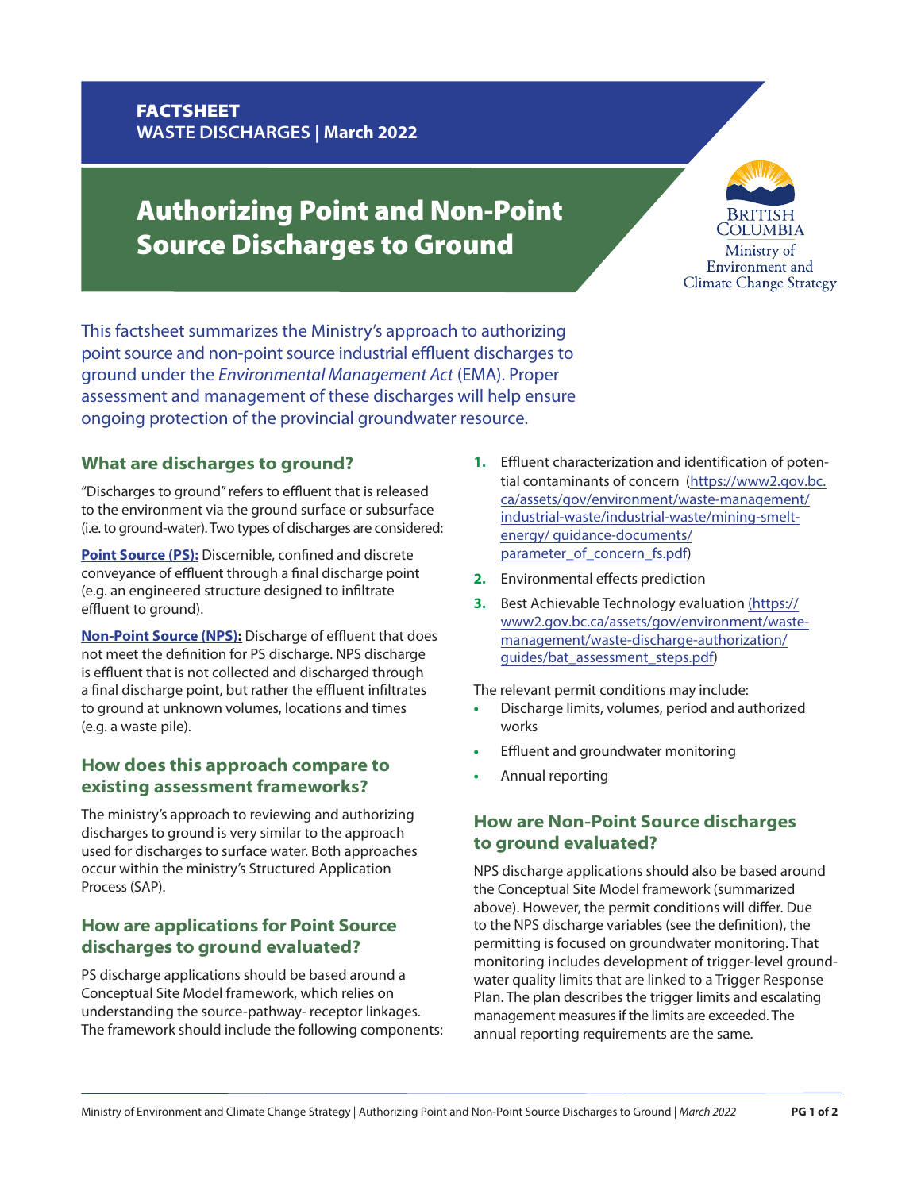**FACTSHEET**
**WASTE DISCHARGES | March 2022**

# Authorizing Point and Non-Point Source Discharges to Ground

BRITISH COLUMBIA
Ministry of Environment and Climate Change Strategy

This factsheet summarizes the Ministry's approach to authorizing point source and non-point source industrial effluent discharges to ground under the *Environmental Management Act* (EMA). Proper assessment and management of these discharges will help ensure ongoing protection of the provincial groundwater resource.

## What are discharges to ground?

"Discharges to ground" refers to effluent that is released to the environment via the ground surface or subsurface (i.e. to ground-water). Two types of discharges are considered:

**Point Source (PS):** Discernible, confined and discrete conveyance of effluent through a final discharge point (e.g. an engineered structure designed to infiltrate effluent to ground).

**Non-Point Source (NPS):** Discharge of effluent that does not meet the definition for PS discharge. NPS discharge is effluent that is not collected and discharged through a final discharge point, but rather the effluent infiltrates to ground at unknown volumes, locations and times (e.g. a waste pile).

## How does this approach compare to existing assessment frameworks?

The ministry's approach to reviewing and authorizing discharges to ground is very similar to the approach used for discharges to surface water. Both approaches occur within the ministry's Structured Application Process (SAP).

## How are applications for Point Source discharges to ground evaluated?

PS discharge applications should be based around a Conceptual Site Model framework, which relies on understanding the source-pathway- receptor linkages. The framework should include the following components:

1. Effluent characterization and identification of potential contaminants of concern (https://www2.gov.bc.ca/assets/gov/environment/waste-management/industrial-waste/industrial-waste/mining-smelt-energy/ guidance-documents/parameter_of_concern_fs.pdf)
2. Environmental effects prediction
3. Best Achievable Technology evaluation (https://www2.gov.bc.ca/assets/gov/environment/waste-management/waste-discharge-authorization/guides/bat_assessment_steps.pdf)

The relevant permit conditions may include:

- Discharge limits, volumes, period and authorized works
- Effluent and groundwater monitoring
- Annual reporting

## How are Non-Point Source discharges to ground evaluated?

NPS discharge applications should also be based around the Conceptual Site Model framework (summarized above). However, the permit conditions will differ. Due to the NPS discharge variables (see the definition), the permitting is focused on groundwater monitoring. That monitoring includes development of trigger-level groundwater quality limits that are linked to a Trigger Response Plan. The plan describes the trigger limits and escalating management measures if the limits are exceeded. The annual reporting requirements are the same.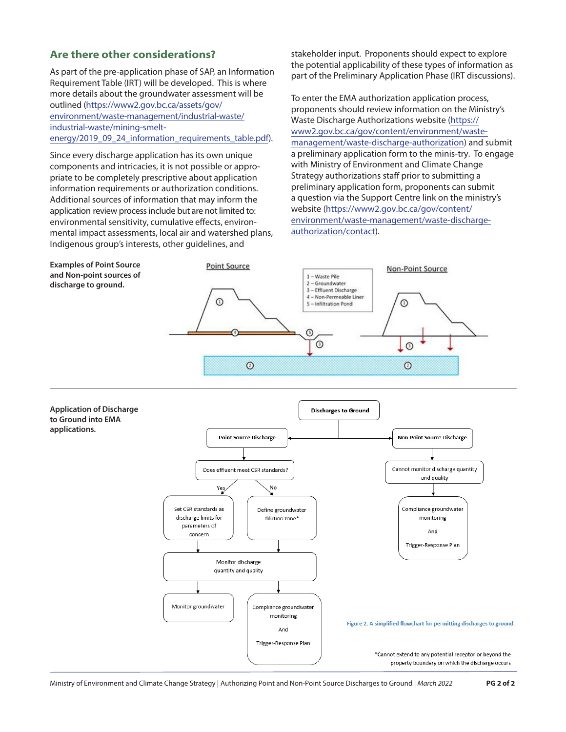## Are there other considerations?

As part of the pre-application phase of SAP, an Information Requirement Table (IRT) will be developed. This is where more details about the groundwater assessment will be outlined (https://www2.gov.bc.ca/assets/gov/environment/waste-management/industrial-waste/industrial-waste/mining-smelt-energy/2019_09_24_information_requirements_table.pdf).

Since every discharge application has its own unique components and intricacies, it is not possible or appropriate to be completely prescriptive about application information requirements or authorization conditions. Additional sources of information that may inform the application review process include but are not limited to: environmental sensitivity, cumulative effects, environmental impact assessments, local air and watershed plans, Indigenous group's interests, other guidelines, and stakeholder input. Proponents should expect to explore the potential applicability of these types of information as part of the Preliminary Application Phase (IRT discussions).

To enter the EMA authorization application process, proponents should review information on the Ministry's Waste Discharge Authorizations website (https://www2.gov.bc.ca/gov/content/environment/waste-management/waste-discharge-authorization) and submit a preliminary application form to the minis-try. To engage with Ministry of Environment and Climate Change Strategy authorizations staff prior to submitting a preliminary application form, proponents can submit a question via the Support Centre link on the ministry's website (https://www2.gov.bc.ca/gov/content/environment/waste-management/waste-discharge-authorization/contact).

**Examples of Point Source and Non-point sources of discharge to ground.**

Point Source

Non-Point Source

1 – Waste Pile
2 – Groundwater
3 – Effluent Discharge
4 – Non-Permeable Liner
5 – Infiltration Pond

**Application of Discharge to Ground into EMA applications.**

Discharges to Ground

Point Source Discharge

Non-Point Source Discharge

Does effluent meet CSR standards?

Yes

No

Set CSR standards as discharge limits for parameters of concern

Define groundwater dilution zone*

Monitor discharge quantity and quality

Monitor groundwater

Compliance groundwater monitoring And Trigger-Response Plan

Cannot monitor discharge quantity and quality

Compliance groundwater monitoring And Trigger-Response Plan

Figure 2. A simplified flowchart for permitting discharges to ground.

*Cannot extend to any potential receptor or beyond the property boundary on which the discharge occurs